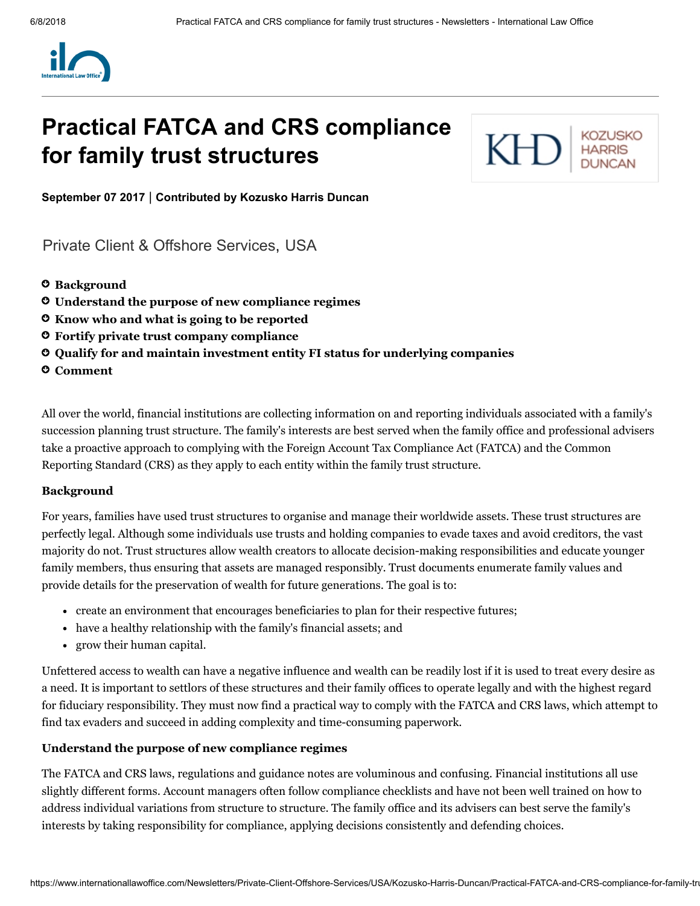# Practical FATCA and CRS compliance for family trust structures

**September 07 2017 | Contributed by Kozusko Harris Duncan**

Private Client & Offshore Services, USA

- **Background**
- **Understand the purpose of new compliance regimes**
- **Know who and what is going to be reported**
- **Fortify private trust company compliance**
- **Qualify for and maintain investment entity FI status for underlying companies**
- **Comment**

All over the world, financial institutions are collecting information on and reporting individuals associated with a family's succession planning trust structure. The family's interests are best served when the family office and professional advisers take a proactive approach to complying with the Foreign Account Tax Compliance Act (FATCA) and the Common Reporting Standard (CRS) as they apply to each entity within the family trust structure.

### Background

For years, families have used trust structures to organise and manage their worldwide assets. These trust structures are perfectly legal. Although some individuals use trusts and holding companies to evade taxes and avoid creditors, the vast majority do not. Trust structures allow wealth creators to allocate decision-making responsibilities and educate younger family members, thus ensuring that assets are managed responsibly. Trust documents enumerate family values and provide details for the preservation of wealth for future generations. The goal is to:

- create an environment that encourages beneficiaries to plan for their respective futures;
- have a healthy relationship with the family's financial assets; and
- grow their human capital.

Unfettered access to wealth can have a negative influence and wealth can be readily lost if it is used to treat every desire as a need. It is important to settlors of these structures and their family offices to operate legally and with the highest regard for fiduciary responsibility. They must now find a practical way to comply with the FATCA and CRS laws, which attempt to find tax evaders and succeed in adding complexity and time-consuming paperwork.

### Understand the purpose of new compliance regimes

The FATCA and CRS laws, regulations and guidance notes are voluminous and confusing. Financial institutions all use slightly different forms. Account managers often follow compliance checklists and have not been well trained on how to address individual variations from structure to structure. The family office and its advisers can best serve the family's interests by taking responsibility for compliance, applying decisions consistently and defending choices.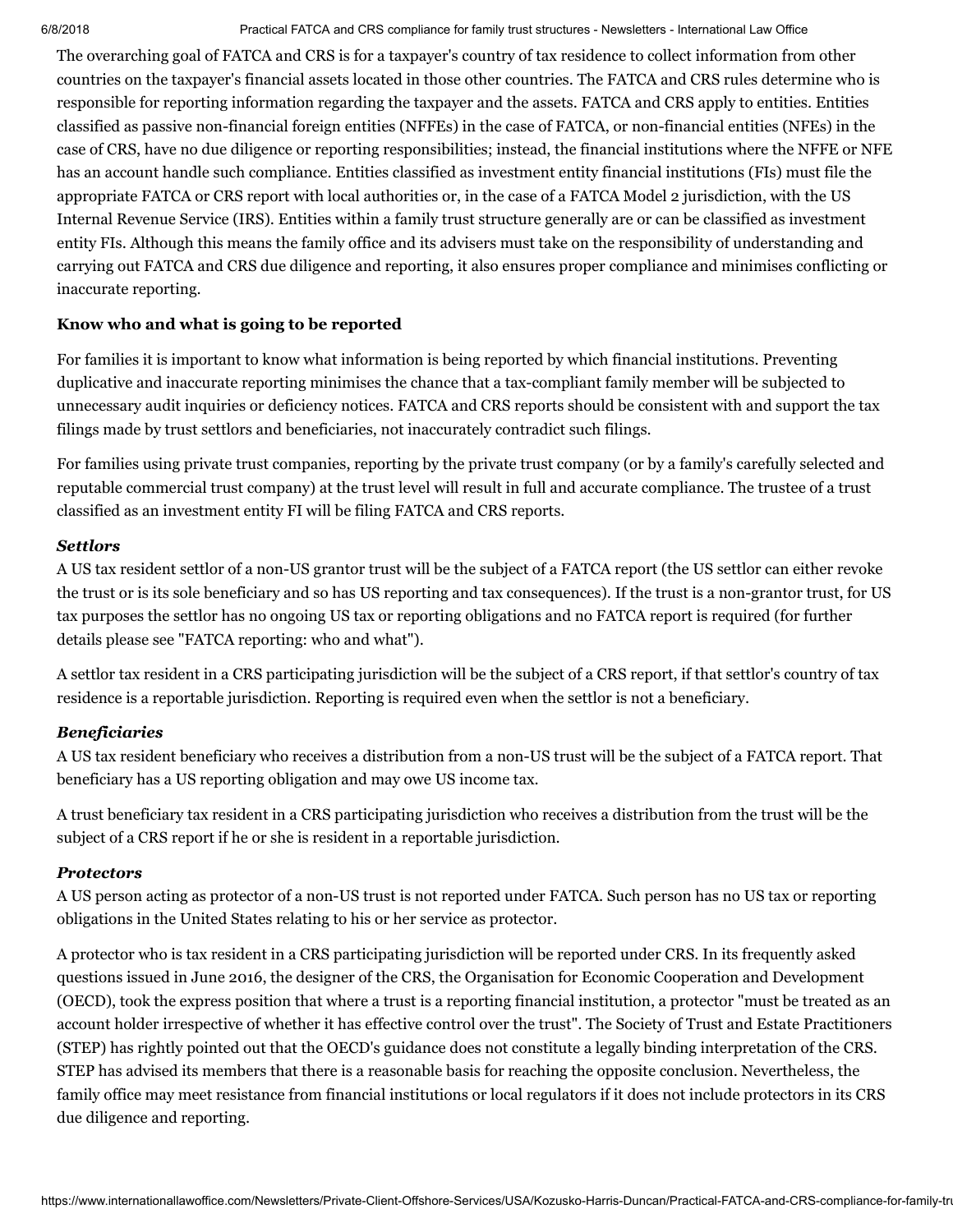The overarching goal of FATCA and CRS is for a taxpayer's country of tax residence to collect information from other countries on the taxpayer's financial assets located in those other countries. The FATCA and CRS rules determine who is responsible for reporting information regarding the taxpayer and the assets. FATCA and CRS apply to entities. Entities classified as passive non-financial foreign entities (NFFEs) in the case of FATCA, or non-financial entities (NFEs) in the case of CRS, have no due diligence or reporting responsibilities; instead, the financial institutions where the NFFE or NFE has an account handle such compliance. Entities classified as investment entity financial institutions (FIs) must file the appropriate FATCA or CRS report with local authorities or, in the case of a FATCA Model 2 jurisdiction, with the US Internal Revenue Service (IRS). Entities within a family trust structure generally are or can be classified as investment entity FIs. Although this means the family office and its advisers must take on the responsibility of understanding and carrying out FATCA and CRS due diligence and reporting, it also ensures proper compliance and minimises conflicting or inaccurate reporting.

**Know who and what is going to be reported**

For families it is important to know what information is being reported by which financial institutions. Preventing duplicative and inaccurate reporting minimises the chance that a tax-compliant family member will be subjected to unnecessary audit inquiries or deficiency notices. FATCA and CRS reports should be consistent with and support the tax filings made by trust settlors and beneficiaries, not inaccurately contradict such filings.

For families using private trust companies, reporting by the private trust company (or by a family's carefully selected and reputable commercial trust company) at the trust level will result in full and accurate compliance. The trustee of a trust classified as an investment entity FI will be filing FATCA and CRS reports.

***Settlors***

A US tax resident settlor of a non-US grantor trust will be the subject of a FATCA report (the US settlor can either revoke the trust or is its sole beneficiary and so has US reporting and tax consequences). If the trust is a non-grantor trust, for US tax purposes the settlor has no ongoing US tax or reporting obligations and no FATCA report is required (for further details please see "FATCA reporting: who and what").

A settlor tax resident in a CRS participating jurisdiction will be the subject of a CRS report, if that settlor's country of tax residence is a reportable jurisdiction. Reporting is required even when the settlor is not a beneficiary.

***Beneficiaries***

A US tax resident beneficiary who receives a distribution from a non-US trust will be the subject of a FATCA report. That beneficiary has a US reporting obligation and may owe US income tax.

A trust beneficiary tax resident in a CRS participating jurisdiction who receives a distribution from the trust will be the subject of a CRS report if he or she is resident in a reportable jurisdiction.

***Protectors***

A US person acting as protector of a non-US trust is not reported under FATCA. Such person has no US tax or reporting obligations in the United States relating to his or her service as protector.

A protector who is tax resident in a CRS participating jurisdiction will be reported under CRS. In its frequently asked questions issued in June 2016, the designer of the CRS, the Organisation for Economic Cooperation and Development (OECD), took the express position that where a trust is a reporting financial institution, a protector "must be treated as an account holder irrespective of whether it has effective control over the trust". The Society of Trust and Estate Practitioners (STEP) has rightly pointed out that the OECD's guidance does not constitute a legally binding interpretation of the CRS. STEP has advised its members that there is a reasonable basis for reaching the opposite conclusion. Nevertheless, the family office may meet resistance from financial institutions or local regulators if it does not include protectors in its CRS due diligence and reporting.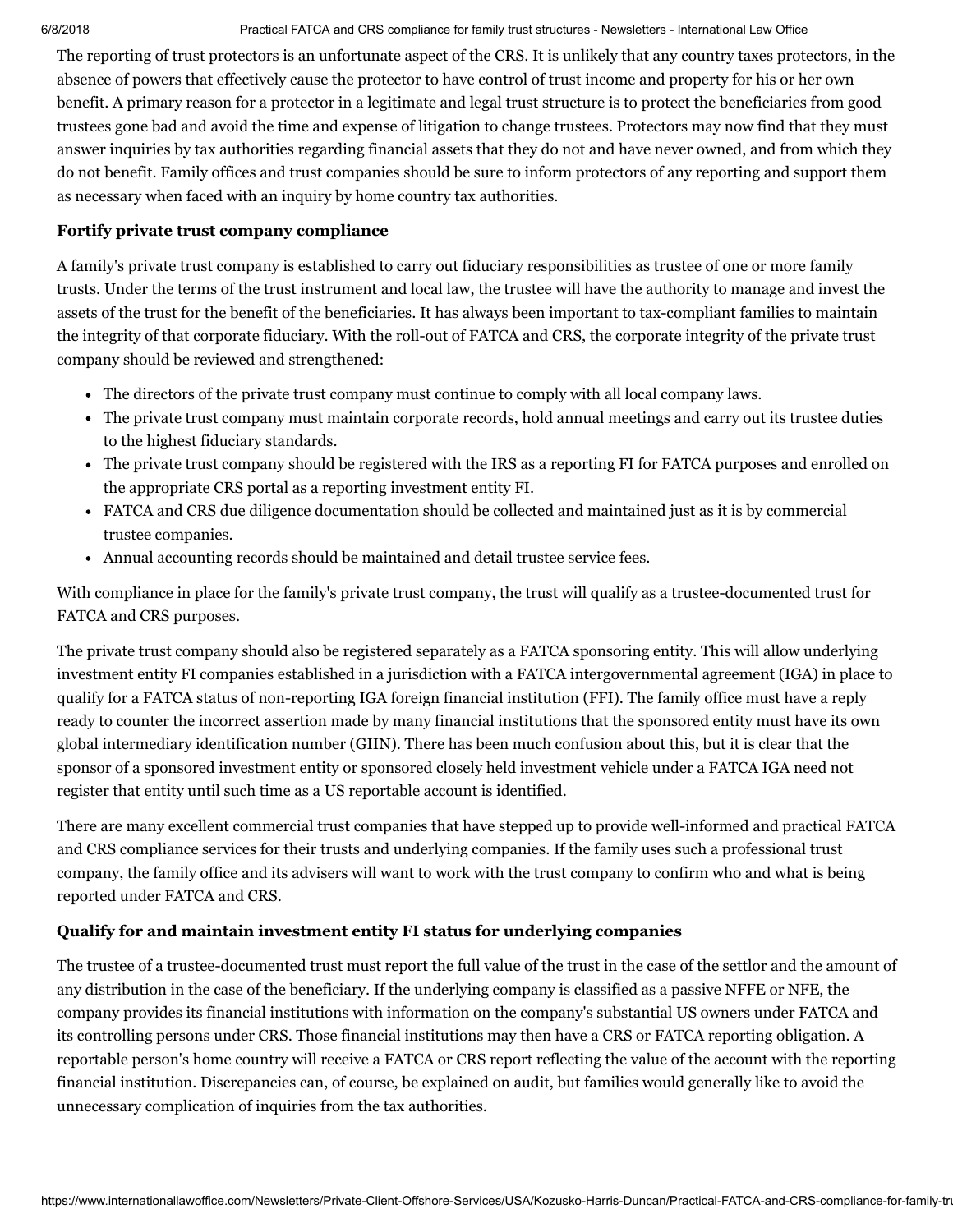The reporting of trust protectors is an unfortunate aspect of the CRS. It is unlikely that any country taxes protectors, in the absence of powers that effectively cause the protector to have control of trust income and property for his or her own benefit. A primary reason for a protector in a legitimate and legal trust structure is to protect the beneficiaries from good trustees gone bad and avoid the time and expense of litigation to change trustees. Protectors may now find that they must answer inquiries by tax authorities regarding financial assets that they do not and have never owned, and from which they do not benefit. Family offices and trust companies should be sure to inform protectors of any reporting and support them as necessary when faced with an inquiry by home country tax authorities.

**Fortify private trust company compliance**

A family's private trust company is established to carry out fiduciary responsibilities as trustee of one or more family trusts. Under the terms of the trust instrument and local law, the trustee will have the authority to manage and invest the assets of the trust for the benefit of the beneficiaries. It has always been important to tax-compliant families to maintain the integrity of that corporate fiduciary. With the roll-out of FATCA and CRS, the corporate integrity of the private trust company should be reviewed and strengthened:

- The directors of the private trust company must continue to comply with all local company laws.
- The private trust company must maintain corporate records, hold annual meetings and carry out its trustee duties to the highest fiduciary standards.
- The private trust company should be registered with the IRS as a reporting FI for FATCA purposes and enrolled on the appropriate CRS portal as a reporting investment entity FI.
- FATCA and CRS due diligence documentation should be collected and maintained just as it is by commercial trustee companies.
- Annual accounting records should be maintained and detail trustee service fees.

With compliance in place for the family's private trust company, the trust will qualify as a trustee-documented trust for FATCA and CRS purposes.

The private trust company should also be registered separately as a FATCA sponsoring entity. This will allow underlying investment entity FI companies established in a jurisdiction with a FATCA intergovernmental agreement (IGA) in place to qualify for a FATCA status of non-reporting IGA foreign financial institution (FFI). The family office must have a reply ready to counter the incorrect assertion made by many financial institutions that the sponsored entity must have its own global intermediary identification number (GIIN). There has been much confusion about this, but it is clear that the sponsor of a sponsored investment entity or sponsored closely held investment vehicle under a FATCA IGA need not register that entity until such time as a US reportable account is identified.

There are many excellent commercial trust companies that have stepped up to provide well-informed and practical FATCA and CRS compliance services for their trusts and underlying companies. If the family uses such a professional trust company, the family office and its advisers will want to work with the trust company to confirm who and what is being reported under FATCA and CRS.

**Qualify for and maintain investment entity FI status for underlying companies**

The trustee of a trustee-documented trust must report the full value of the trust in the case of the settlor and the amount of any distribution in the case of the beneficiary. If the underlying company is classified as a passive NFFE or NFE, the company provides its financial institutions with information on the company's substantial US owners under FATCA and its controlling persons under CRS. Those financial institutions may then have a CRS or FATCA reporting obligation. A reportable person's home country will receive a FATCA or CRS report reflecting the value of the account with the reporting financial institution. Discrepancies can, of course, be explained on audit, but families would generally like to avoid the unnecessary complication of inquiries from the tax authorities.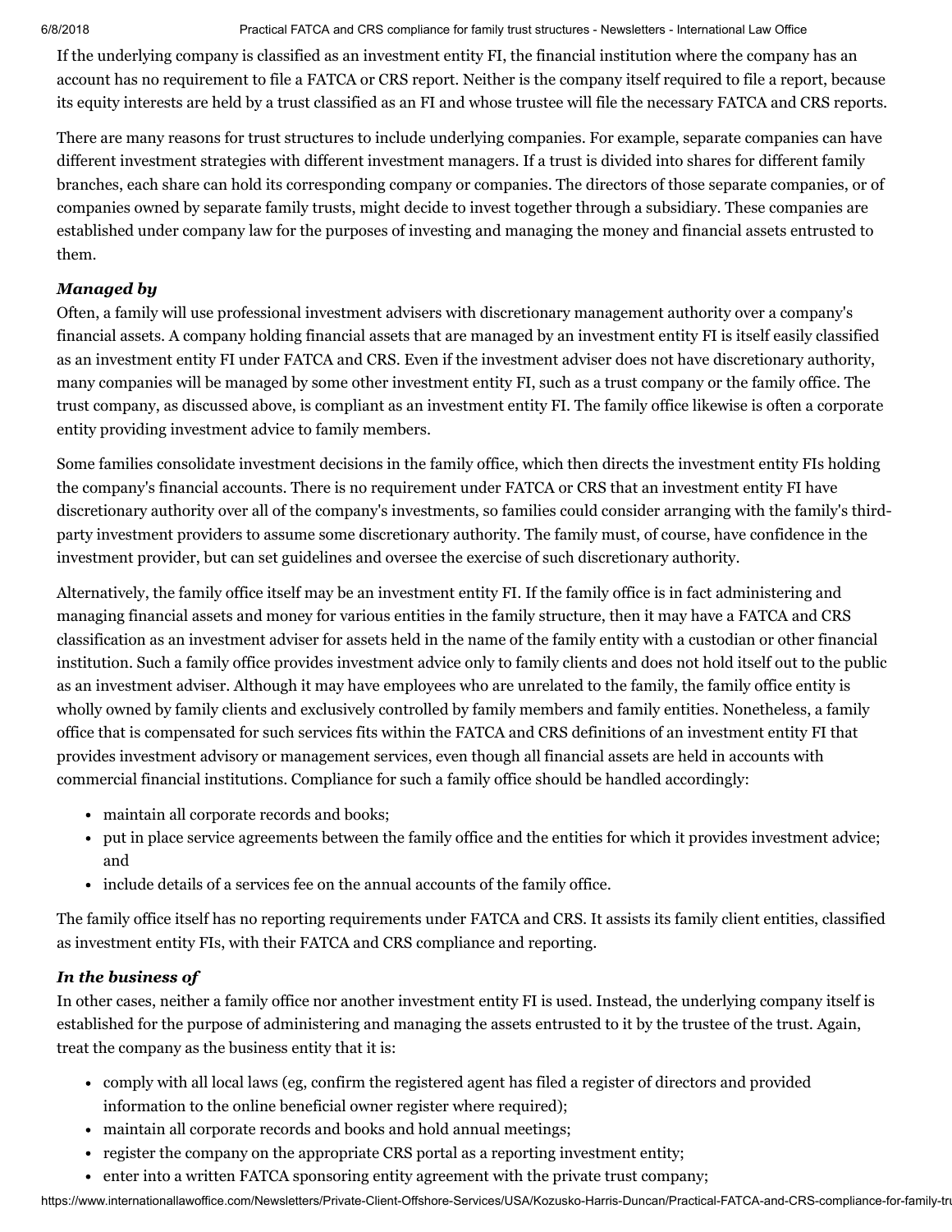If the underlying company is classified as an investment entity FI, the financial institution where the company has an account has no requirement to file a FATCA or CRS report. Neither is the company itself required to file a report, because its equity interests are held by a trust classified as an FI and whose trustee will file the necessary FATCA and CRS reports.

There are many reasons for trust structures to include underlying companies. For example, separate companies can have different investment strategies with different investment managers. If a trust is divided into shares for different family branches, each share can hold its corresponding company or companies. The directors of those separate companies, or of companies owned by separate family trusts, might decide to invest together through a subsidiary. These companies are established under company law for the purposes of investing and managing the money and financial assets entrusted to them.

***Managed by***

Often, a family will use professional investment advisers with discretionary management authority over a company's financial assets. A company holding financial assets that are managed by an investment entity FI is itself easily classified as an investment entity FI under FATCA and CRS. Even if the investment adviser does not have discretionary authority, many companies will be managed by some other investment entity FI, such as a trust company or the family office. The trust company, as discussed above, is compliant as an investment entity FI. The family office likewise is often a corporate entity providing investment advice to family members.

Some families consolidate investment decisions in the family office, which then directs the investment entity FIs holding the company's financial accounts. There is no requirement under FATCA or CRS that an investment entity FI have discretionary authority over all of the company's investments, so families could consider arranging with the family's third-party investment providers to assume some discretionary authority. The family must, of course, have confidence in the investment provider, but can set guidelines and oversee the exercise of such discretionary authority.

Alternatively, the family office itself may be an investment entity FI. If the family office is in fact administering and managing financial assets and money for various entities in the family structure, then it may have a FATCA and CRS classification as an investment adviser for assets held in the name of the family entity with a custodian or other financial institution. Such a family office provides investment advice only to family clients and does not hold itself out to the public as an investment adviser. Although it may have employees who are unrelated to the family, the family office entity is wholly owned by family clients and exclusively controlled by family members and family entities. Nonetheless, a family office that is compensated for such services fits within the FATCA and CRS definitions of an investment entity FI that provides investment advisory or management services, even though all financial assets are held in accounts with commercial financial institutions. Compliance for such a family office should be handled accordingly:

- maintain all corporate records and books;
- put in place service agreements between the family office and the entities for which it provides investment advice; and
- include details of a services fee on the annual accounts of the family office.

The family office itself has no reporting requirements under FATCA and CRS. It assists its family client entities, classified as investment entity FIs, with their FATCA and CRS compliance and reporting.

***In the business of***

In other cases, neither a family office nor another investment entity FI is used. Instead, the underlying company itself is established for the purpose of administering and managing the assets entrusted to it by the trustee of the trust. Again, treat the company as the business entity that it is:

- comply with all local laws (eg, confirm the registered agent has filed a register of directors and provided information to the online beneficial owner register where required);
- maintain all corporate records and books and hold annual meetings;
- register the company on the appropriate CRS portal as a reporting investment entity;
- enter into a written FATCA sponsoring entity agreement with the private trust company;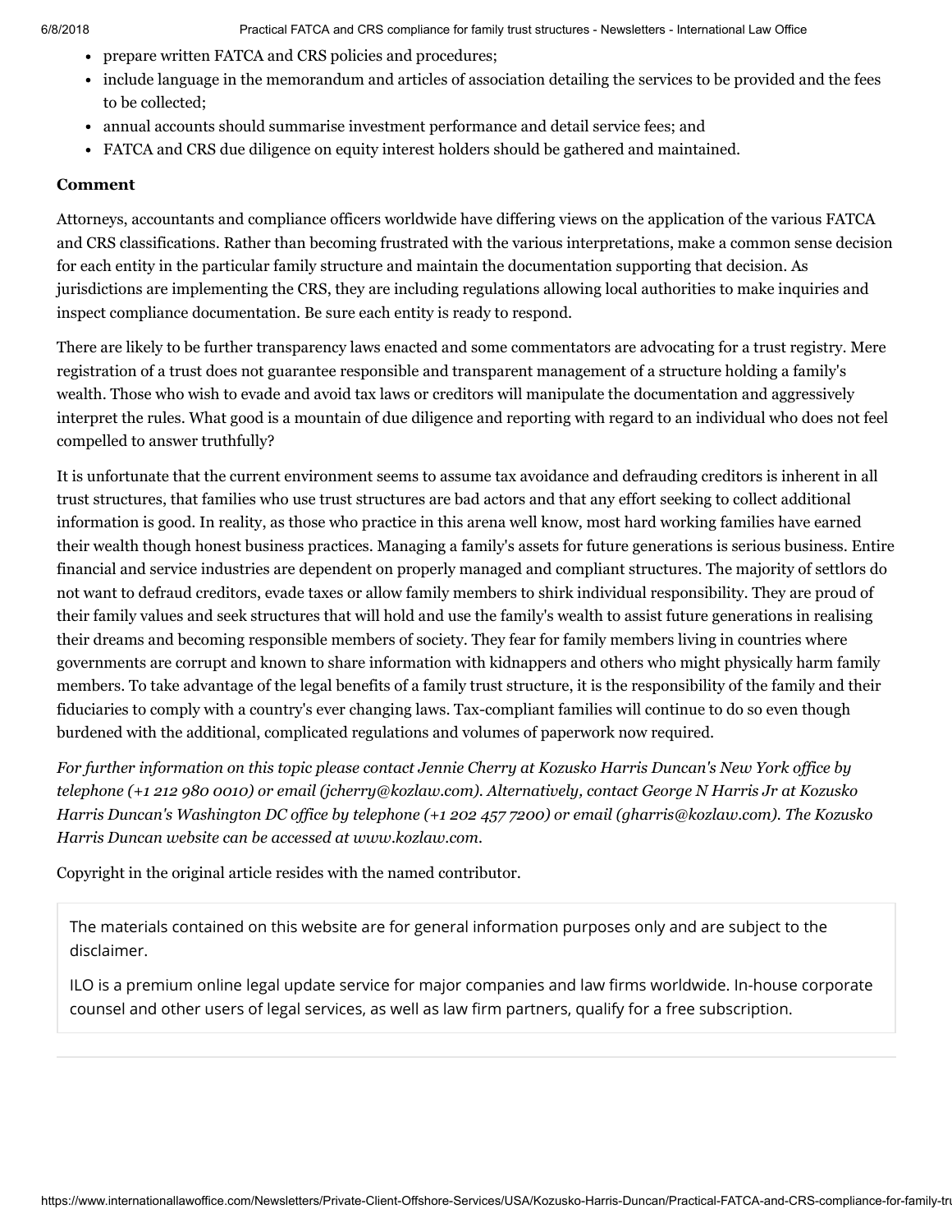- prepare written FATCA and CRS policies and procedures;
- include language in the memorandum and articles of association detailing the services to be provided and the fees to be collected;
- annual accounts should summarise investment performance and detail service fees; and
- FATCA and CRS due diligence on equity interest holders should be gathered and maintained.

**Comment**

Attorneys, accountants and compliance officers worldwide have differing views on the application of the various FATCA and CRS classifications. Rather than becoming frustrated with the various interpretations, make a common sense decision for each entity in the particular family structure and maintain the documentation supporting that decision. As jurisdictions are implementing the CRS, they are including regulations allowing local authorities to make inquiries and inspect compliance documentation. Be sure each entity is ready to respond.

There are likely to be further transparency laws enacted and some commentators are advocating for a trust registry. Mere registration of a trust does not guarantee responsible and transparent management of a structure holding a family's wealth. Those who wish to evade and avoid tax laws or creditors will manipulate the documentation and aggressively interpret the rules. What good is a mountain of due diligence and reporting with regard to an individual who does not feel compelled to answer truthfully?

It is unfortunate that the current environment seems to assume tax avoidance and defrauding creditors is inherent in all trust structures, that families who use trust structures are bad actors and that any effort seeking to collect additional information is good. In reality, as those who practice in this arena well know, most hard working families have earned their wealth though honest business practices. Managing a family's assets for future generations is serious business. Entire financial and service industries are dependent on properly managed and compliant structures. The majority of settlors do not want to defraud creditors, evade taxes or allow family members to shirk individual responsibility. They are proud of their family values and seek structures that will hold and use the family's wealth to assist future generations in realising their dreams and becoming responsible members of society. They fear for family members living in countries where governments are corrupt and known to share information with kidnappers and others who might physically harm family members. To take advantage of the legal benefits of a family trust structure, it is the responsibility of the family and their fiduciaries to comply with a country's ever changing laws. Tax-compliant families will continue to do so even though burdened with the additional, complicated regulations and volumes of paperwork now required.

*For further information on this topic please contact Jennie Cherry at Kozusko Harris Duncan's New York office by telephone (+1 212 980 0010) or email (jcherry@kozlaw.com). Alternatively, contact George N Harris Jr at Kozusko Harris Duncan's Washington DC office by telephone (+1 202 457 7200) or email (gharris@kozlaw.com). The Kozusko Harris Duncan website can be accessed at www.kozlaw.com.*

Copyright in the original article resides with the named contributor.

The materials contained on this website are for general information purposes only and are subject to the disclaimer.

ILO is a premium online legal update service for major companies and law firms worldwide. In-house corporate counsel and other users of legal services, as well as law firm partners, qualify for a free subscription.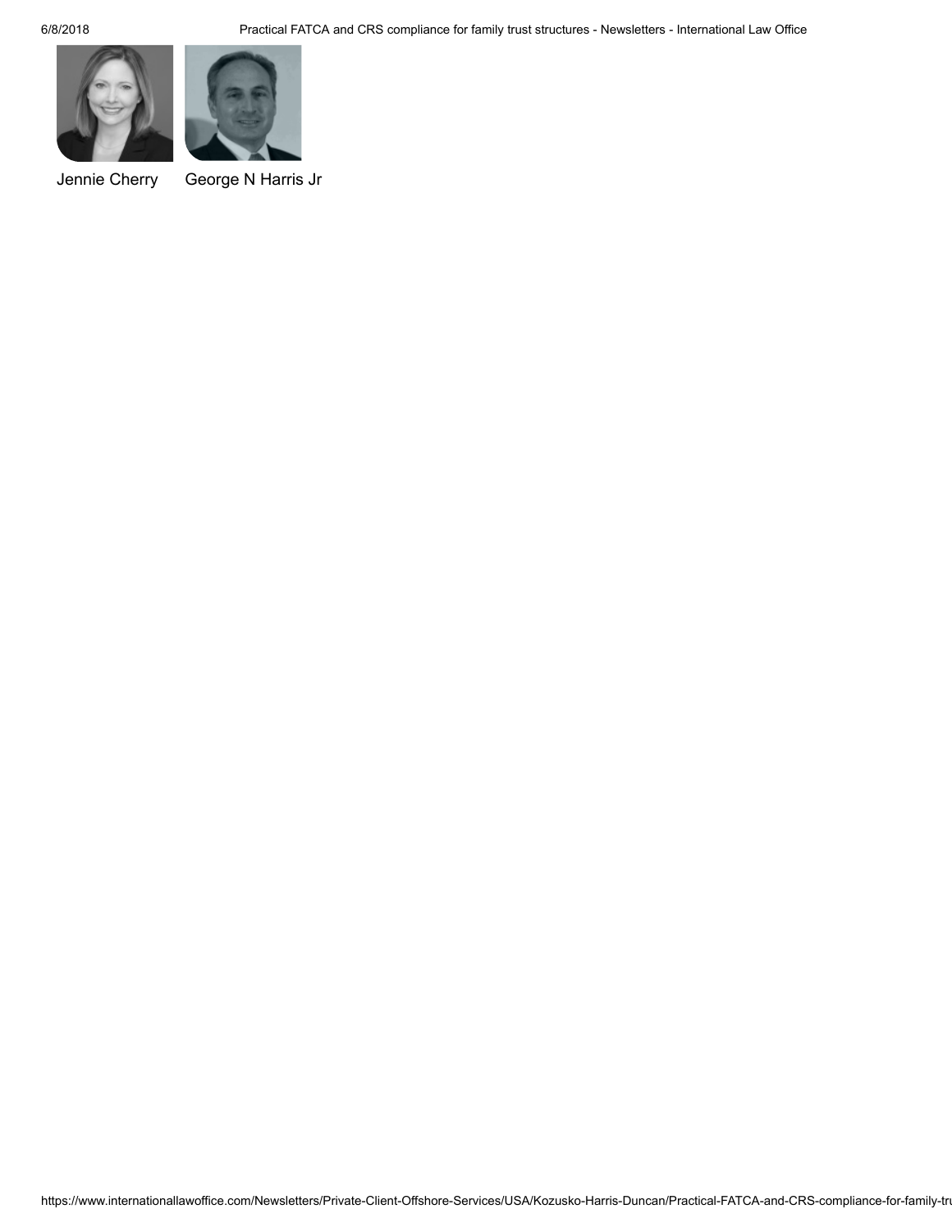Jennie Cherry

George N Harris Jr